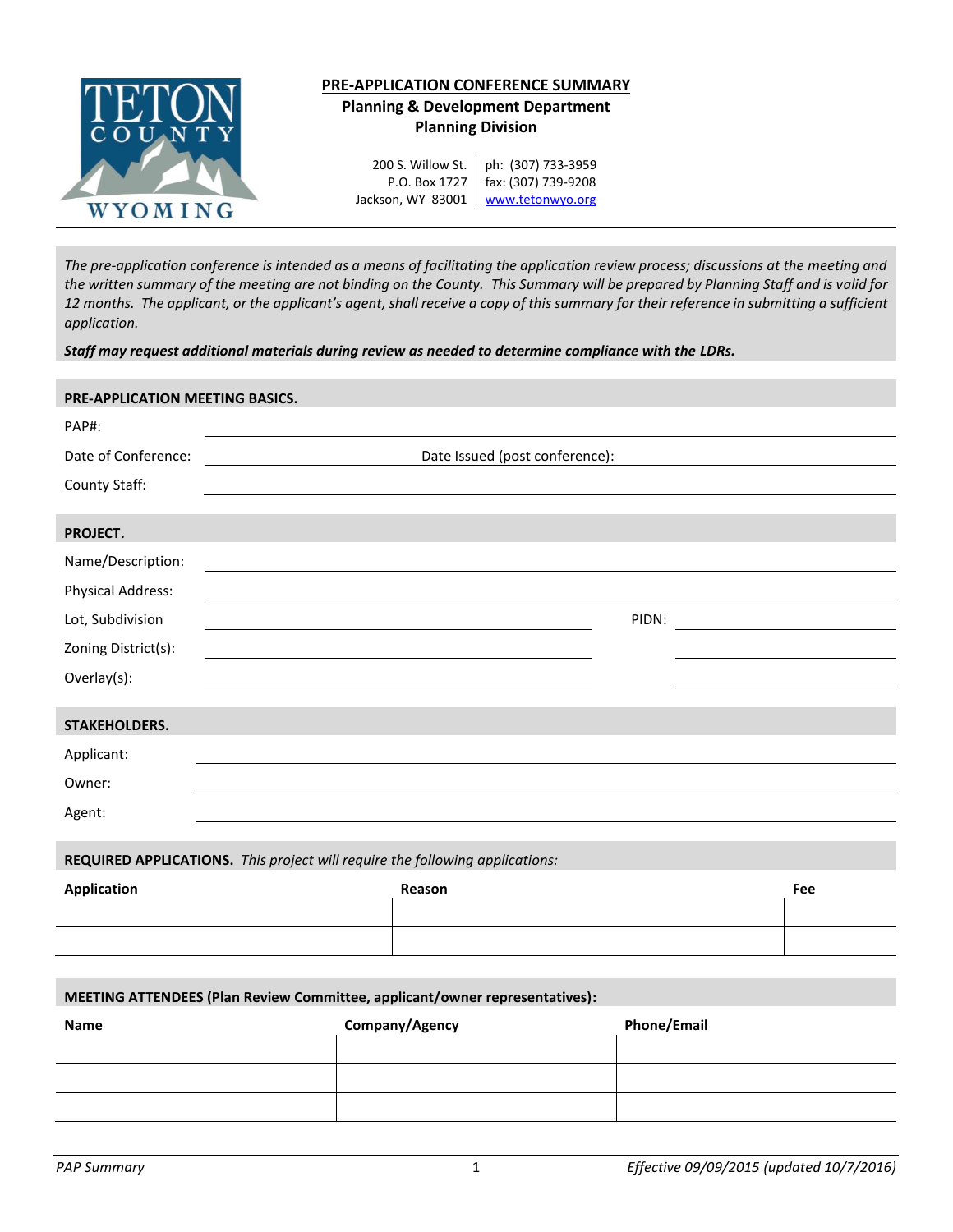**PRE-APPLICATION CONFERENCE SUMMARY**
**Planning & Development Department**
**Planning Division**

200 S. Willow St. | ph: (307) 733-3959
P.O. Box 1727 | fax: (307) 739-9208
Jackson, WY 83001 | www.tetonwyo.org

*The pre-application conference is intended as a means of facilitating the application review process; discussions at the meeting and the written summary of the meeting are not binding on the County. This Summary will be prepared by Planning Staff and is valid for 12 months. The applicant, or the applicant's agent, shall receive a copy of this summary for their reference in submitting a sufficient application.*

***Staff may request additional materials during review as needed to determine compliance with the LDRs.***

## PRE-APPLICATION MEETING BASICS.

PAP#: ______________________

Date of Conference: ______________________ Date Issued (post conference): ______________________

County Staff: ______________________

## PROJECT.

Name/Description: ______________________

Physical Address: ______________________

Lot, Subdivision ______________________ PIDN: ______________________

Zoning District(s): ______________________ ______________________

Overlay(s): ______________________ ______________________

## STAKEHOLDERS.

Applicant: ______________________

Owner: ______________________

Agent: ______________________

## REQUIRED APPLICATIONS. *This project will require the following applications:*

| Application | Reason | Fee |
|---|---|---|
| | | |
| | | |

## MEETING ATTENDEES (Plan Review Committee, applicant/owner representatives):

| Name | Company/Agency | Phone/Email |
|---|---|---|
| | | |
| | | |
| | | |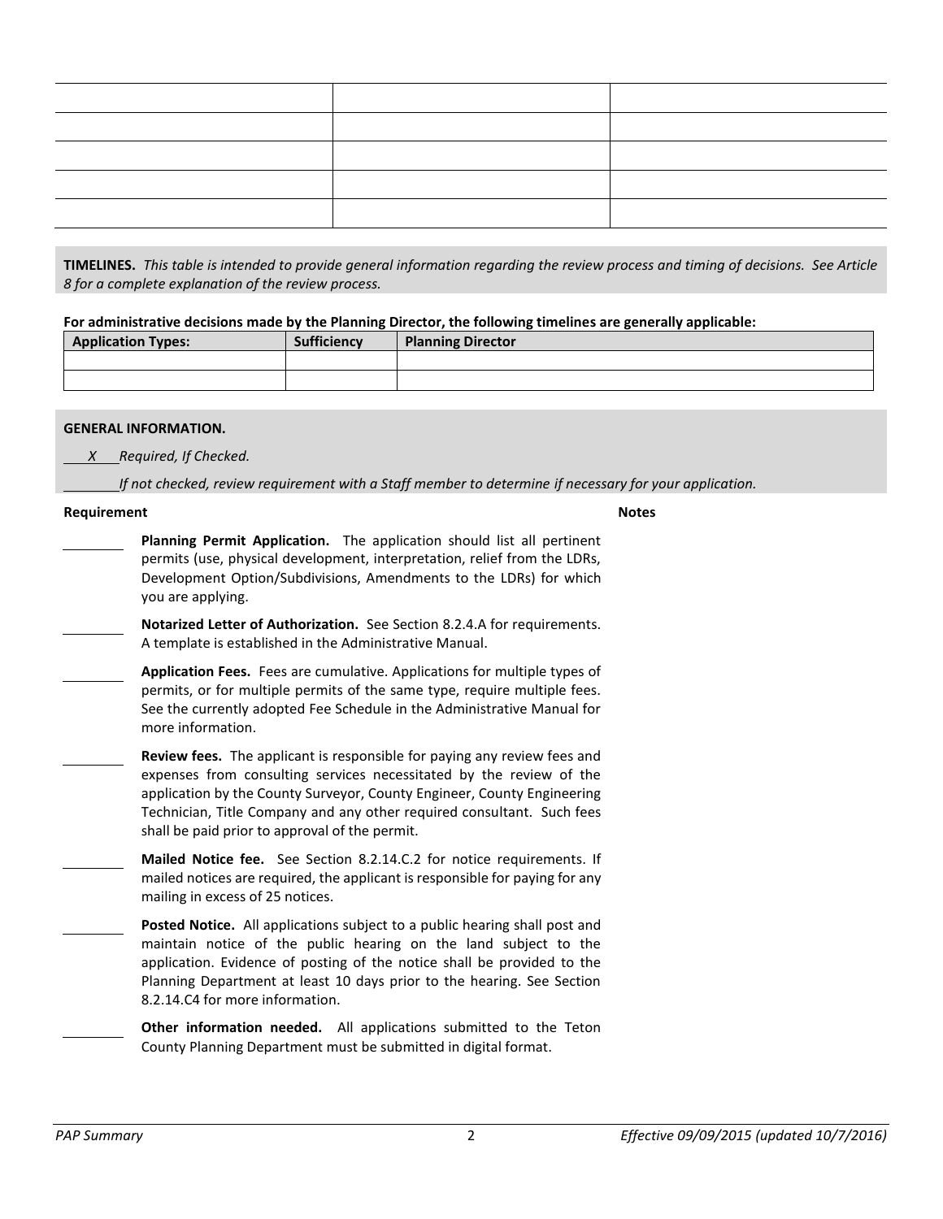| | | |
|---|---|---|
| | | |
| | | |
| | | |
| | | |
| | | |

**TIMELINES.** *This table is intended to provide general information regarding the review process and timing of decisions. See Article 8 for a complete explanation of the review process.*

**For administrative decisions made by the Planning Director, the following timelines are generally applicable:**

| Application Types: | Sufficiency | Planning Director |
|---|---|---|
| | | |
| | | |

**GENERAL INFORMATION.**

___X___ *Required, If Checked.*

_______ *If not checked, review requirement with a Staff member to determine if necessary for your application.*

| | Requirement | Notes |
|---|---|---|
| _______ | **Planning Permit Application.** The application should list all pertinent permits (use, physical development, interpretation, relief from the LDRs, Development Option/Subdivisions, Amendments to the LDRs) for which you are applying. | |
| _______ | **Notarized Letter of Authorization.** See Section 8.2.4.A for requirements. A template is established in the Administrative Manual. | |
| _______ | **Application Fees.** Fees are cumulative. Applications for multiple types of permits, or for multiple permits of the same type, require multiple fees. See the currently adopted Fee Schedule in the Administrative Manual for more information. | |
| _______ | **Review fees.** The applicant is responsible for paying any review fees and expenses from consulting services necessitated by the review of the application by the County Surveyor, County Engineer, County Engineering Technician, Title Company and any other required consultant. Such fees shall be paid prior to approval of the permit. | |
| _______ | **Mailed Notice fee.** See Section 8.2.14.C.2 for notice requirements. If mailed notices are required, the applicant is responsible for paying for any mailing in excess of 25 notices. | |
| _______ | **Posted Notice.** All applications subject to a public hearing shall post and maintain notice of the public hearing on the land subject to the application. Evidence of posting of the notice shall be provided to the Planning Department at least 10 days prior to the hearing. See Section 8.2.14.C4 for more information. | |
| _______ | **Other information needed.** All applications submitted to the Teton County Planning Department must be submitted in digital format. | |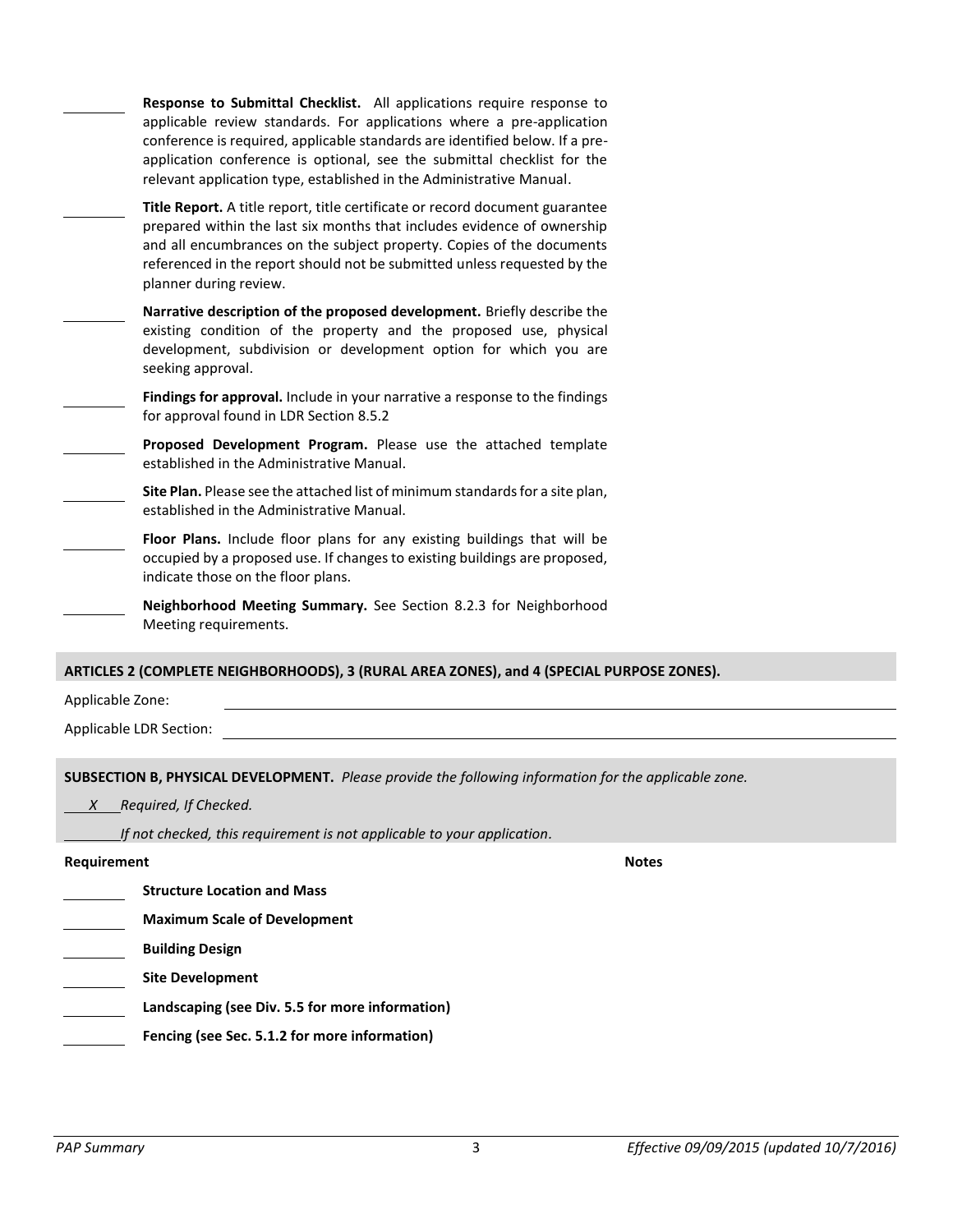\_\_\_\_\_\_\_\_ **Response to Submittal Checklist.** All applications require response to applicable review standards. For applications where a pre-application conference is required, applicable standards are identified below. If a pre-application conference is optional, see the submittal checklist for the relevant application type, established in the Administrative Manual.

\_\_\_\_\_\_\_\_ **Title Report.** A title report, title certificate or record document guarantee prepared within the last six months that includes evidence of ownership and all encumbrances on the subject property. Copies of the documents referenced in the report should not be submitted unless requested by the planner during review.

\_\_\_\_\_\_\_\_ **Narrative description of the proposed development.** Briefly describe the existing condition of the property and the proposed use, physical development, subdivision or development option for which you are seeking approval.

\_\_\_\_\_\_\_\_ **Findings for approval.** Include in your narrative a response to the findings for approval found in LDR Section 8.5.2

\_\_\_\_\_\_\_\_ **Proposed Development Program.** Please use the attached template established in the Administrative Manual.

\_\_\_\_\_\_\_\_ **Site Plan.** Please see the attached list of minimum standards for a site plan, established in the Administrative Manual.

\_\_\_\_\_\_\_\_ **Floor Plans.** Include floor plans for any existing buildings that will be occupied by a proposed use. If changes to existing buildings are proposed, indicate those on the floor plans.

\_\_\_\_\_\_\_\_ **Neighborhood Meeting Summary.** See Section 8.2.3 for Neighborhood Meeting requirements.

**ARTICLES 2 (COMPLETE NEIGHBORHOODS), 3 (RURAL AREA ZONES), and 4 (SPECIAL PURPOSE ZONES).**

Applicable Zone: \_\_\_\_\_\_\_\_\_\_\_\_\_\_\_\_\_\_\_\_\_\_\_\_\_\_\_\_\_\_\_\_

Applicable LDR Section: \_\_\_\_\_\_\_\_\_\_\_\_\_\_\_\_\_\_\_\_\_\_\_\_\_\_\_\_\_\_\_\_

**SUBSECTION B, PHYSICAL DEVELOPMENT.** *Please provide the following information for the applicable zone.*

\_\_*X*\_\_ *Required, If Checked.*

\_\_\_\_\_\_\_\_ *If not checked, this requirement is not applicable to your application.*

**Requirement** **Notes**

\_\_\_\_\_\_\_\_ **Structure Location and Mass**

\_\_\_\_\_\_\_\_ **Maximum Scale of Development**

\_\_\_\_\_\_\_\_ **Building Design**

\_\_\_\_\_\_\_\_ **Site Development**

\_\_\_\_\_\_\_\_ **Landscaping (see Div. 5.5 for more information)**

\_\_\_\_\_\_\_\_ **Fencing (see Sec. 5.1.2 for more information)**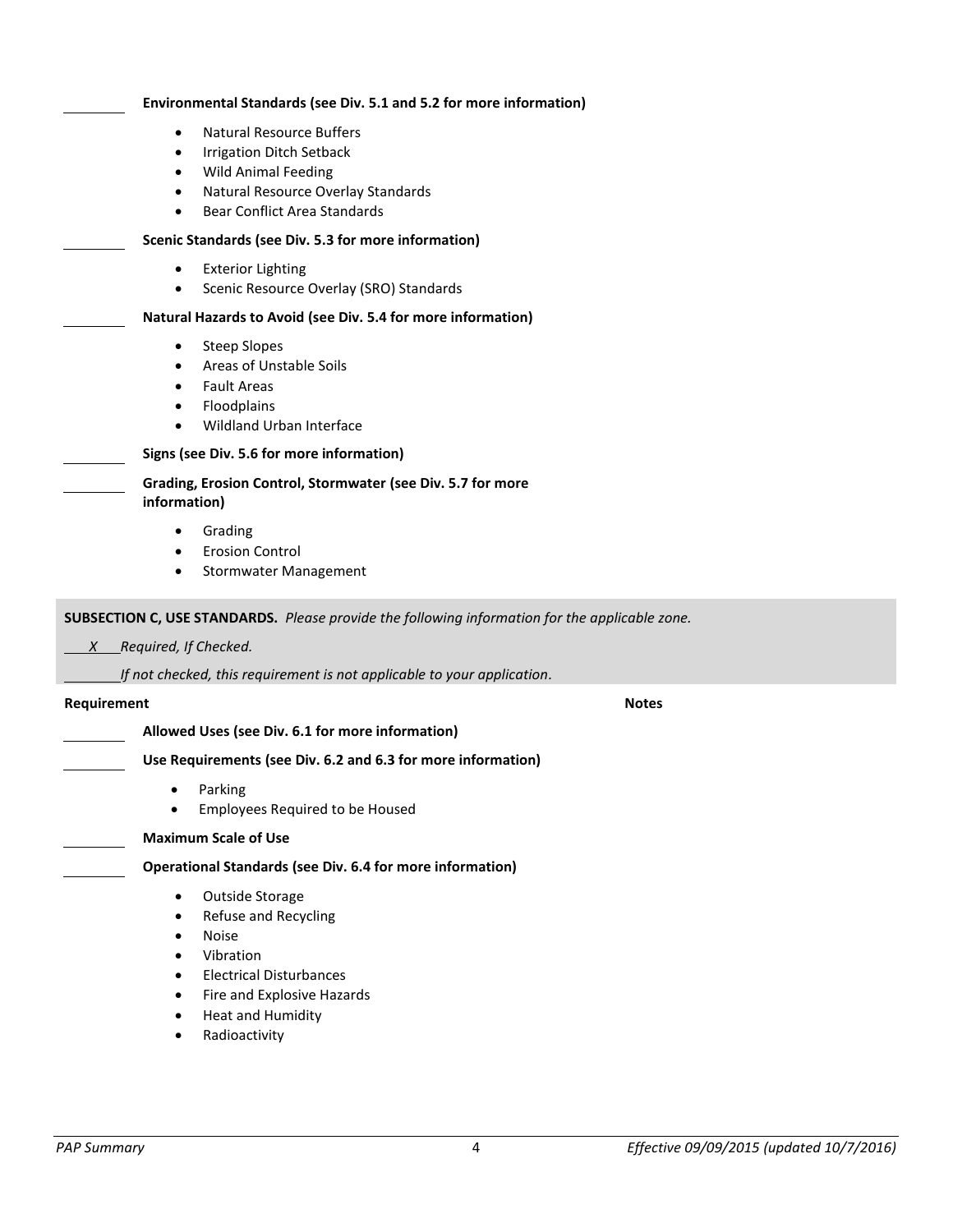\_\_\_\_\_\_\_\_ **Environmental Standards (see Div. 5.1 and 5.2 for more information)**

- Natural Resource Buffers
- Irrigation Ditch Setback
- Wild Animal Feeding
- Natural Resource Overlay Standards
- Bear Conflict Area Standards

\_\_\_\_\_\_\_\_ **Scenic Standards (see Div. 5.3 for more information)**

- Exterior Lighting
- Scenic Resource Overlay (SRO) Standards

\_\_\_\_\_\_\_\_ **Natural Hazards to Avoid (see Div. 5.4 for more information)**

- Steep Slopes
- Areas of Unstable Soils
- Fault Areas
- Floodplains
- Wildland Urban Interface

\_\_\_\_\_\_\_\_ **Signs (see Div. 5.6 for more information)**

\_\_\_\_\_\_\_\_ **Grading, Erosion Control, Stormwater (see Div. 5.7 for more information)**

- Grading
- Erosion Control
- Stormwater Management

**SUBSECTION C, USE STANDARDS.** *Please provide the following information for the applicable zone.*

\_\_\_*X*\_\_\_ *Required, If Checked.*

\_\_\_\_\_\_\_\_ *If not checked, this requirement is not applicable to your application.*

**Requirement** **Notes**

\_\_\_\_\_\_\_\_ **Allowed Uses (see Div. 6.1 for more information)**

\_\_\_\_\_\_\_\_ **Use Requirements (see Div. 6.2 and 6.3 for more information)**

- Parking
- Employees Required to be Housed

\_\_\_\_\_\_\_\_ **Maximum Scale of Use**

\_\_\_\_\_\_\_\_ **Operational Standards (see Div. 6.4 for more information)**

- Outside Storage
- Refuse and Recycling
- Noise
- Vibration
- Electrical Disturbances
- Fire and Explosive Hazards
- Heat and Humidity
- Radioactivity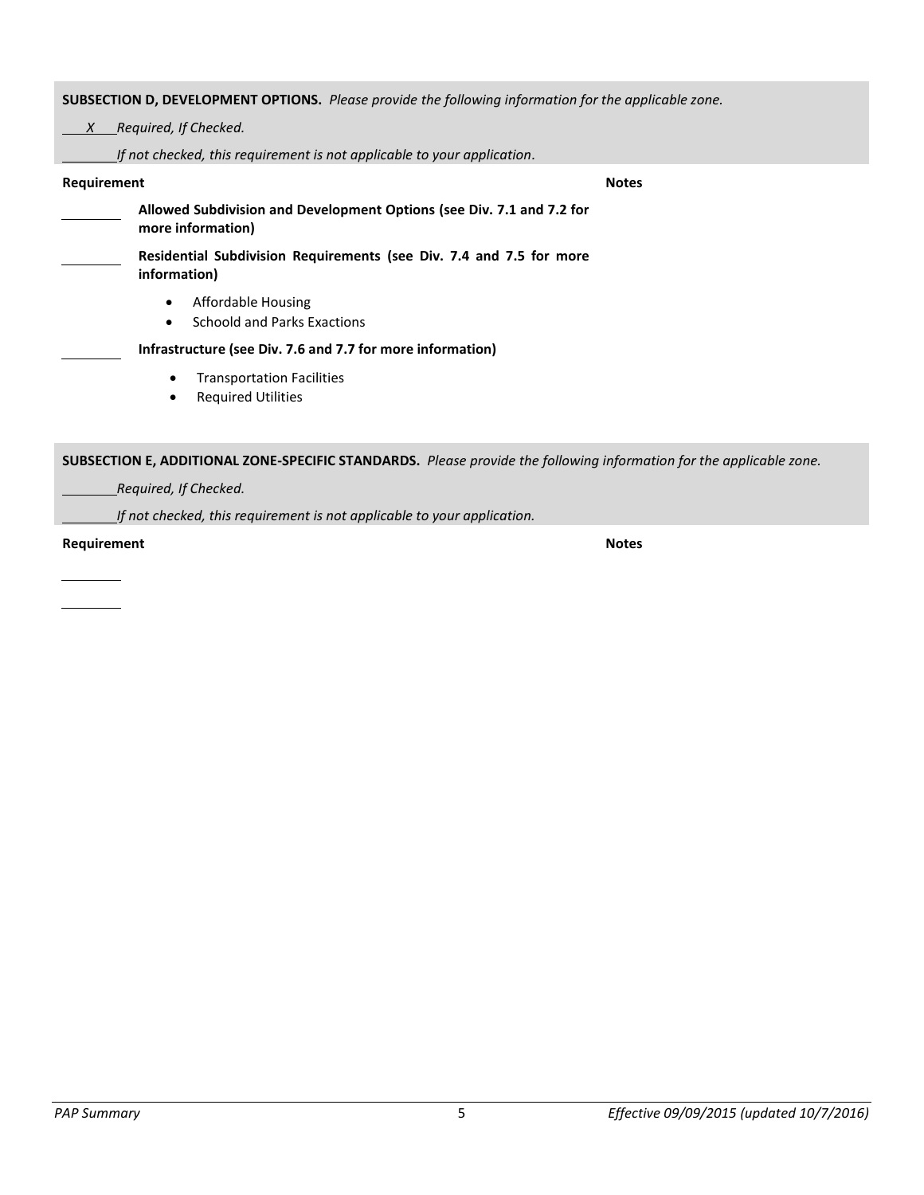**SUBSECTION D, DEVELOPMENT OPTIONS.** *Please provide the following information for the applicable zone.*

___X___ *Required, If Checked.*

_______ *If not checked, this requirement is not applicable to your application.*

| Requirement | | Notes |
|---|---|---|
| _______ | **Allowed Subdivision and Development Options (see Div. 7.1 and 7.2 for more information)** | |
| _______ | **Residential Subdivision Requirements (see Div. 7.4 and 7.5 for more information)**<br>• Affordable Housing<br>• Schoold and Parks Exactions | |
| _______ | **Infrastructure (see Div. 7.6 and 7.7 for more information)**<br>• Transportation Facilities<br>• Required Utilities | |

**SUBSECTION E, ADDITIONAL ZONE-SPECIFIC STANDARDS.** *Please provide the following information for the applicable zone.*

_______ *Required, If Checked.*

_______ *If not checked, this requirement is not applicable to your application.*

| Requirement | | Notes |
|---|---|---|
| _______ | | |
| _______ | | |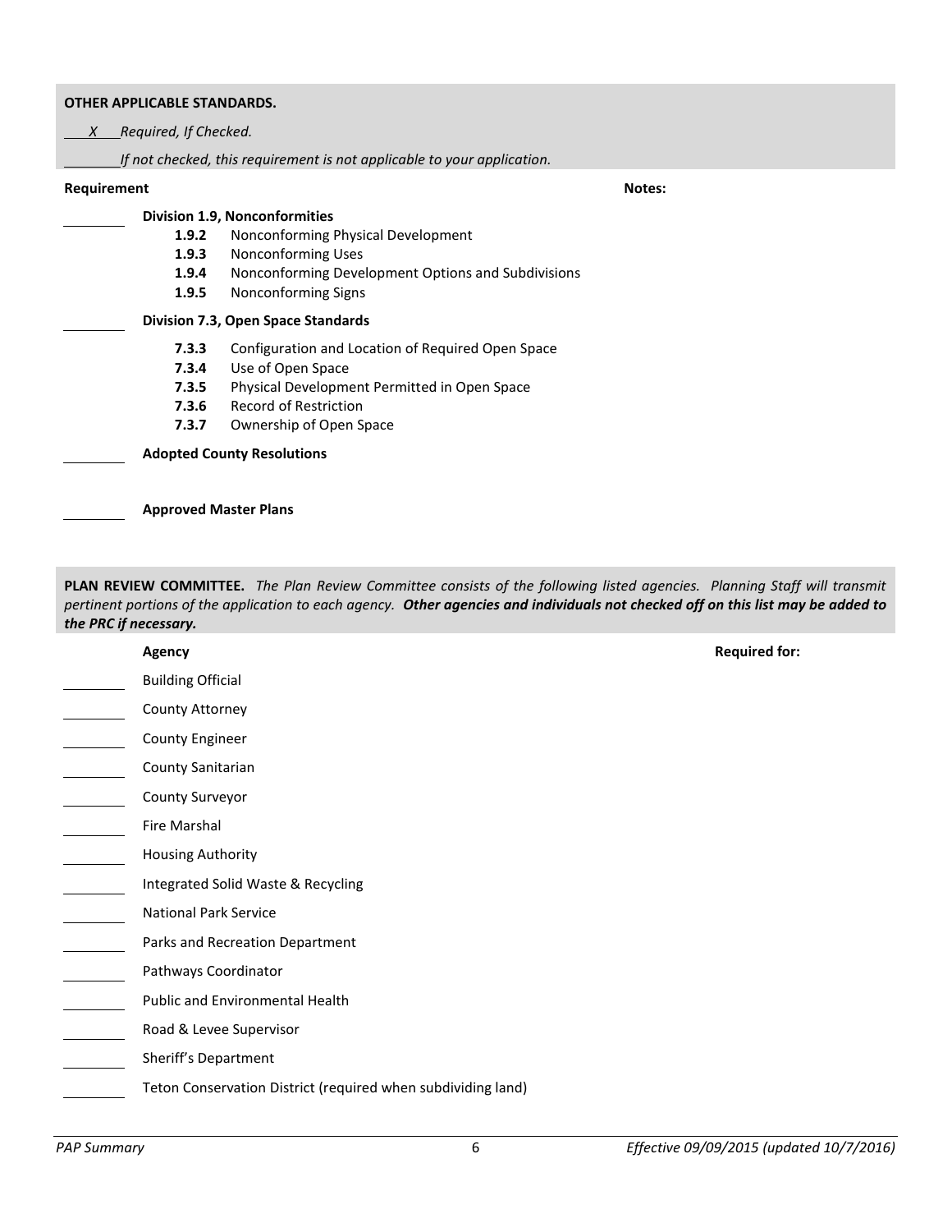**OTHER APPLICABLE STANDARDS.**

___X___ *Required, If Checked.*

_______ *If not checked, this requirement is not applicable to your application.*

| | Requirement | Notes: |
|---|---|---|
| ________ | **Division 1.9, Nonconformities** | |
| | **1.9.2** Nonconforming Physical Development | |
| | **1.9.3** Nonconforming Uses | |
| | **1.9.4** Nonconforming Development Options and Subdivisions | |
| | **1.9.5** Nonconforming Signs | |
| ________ | **Division 7.3, Open Space Standards** | |
| | **7.3.3** Configuration and Location of Required Open Space | |
| | **7.3.4** Use of Open Space | |
| | **7.3.5** Physical Development Permitted in Open Space | |
| | **7.3.6** Record of Restriction | |
| | **7.3.7** Ownership of Open Space | |
| ________ | **Adopted County Resolutions** | |
| ________ | **Approved Master Plans** | |

**PLAN REVIEW COMMITTEE.** *The Plan Review Committee consists of the following listed agencies. Planning Staff will transmit pertinent portions of the application to each agency.* ***Other agencies and individuals not checked off on this list may be added to the PRC if necessary.***

| | Agency | Required for: |
|---|---|---|
| ________ | Building Official | |
| ________ | County Attorney | |
| ________ | County Engineer | |
| ________ | County Sanitarian | |
| ________ | County Surveyor | |
| ________ | Fire Marshal | |
| ________ | Housing Authority | |
| ________ | Integrated Solid Waste & Recycling | |
| ________ | National Park Service | |
| ________ | Parks and Recreation Department | |
| ________ | Pathways Coordinator | |
| ________ | Public and Environmental Health | |
| ________ | Road & Levee Supervisor | |
| ________ | Sheriff's Department | |
| ________ | Teton Conservation District (required when subdividing land) | |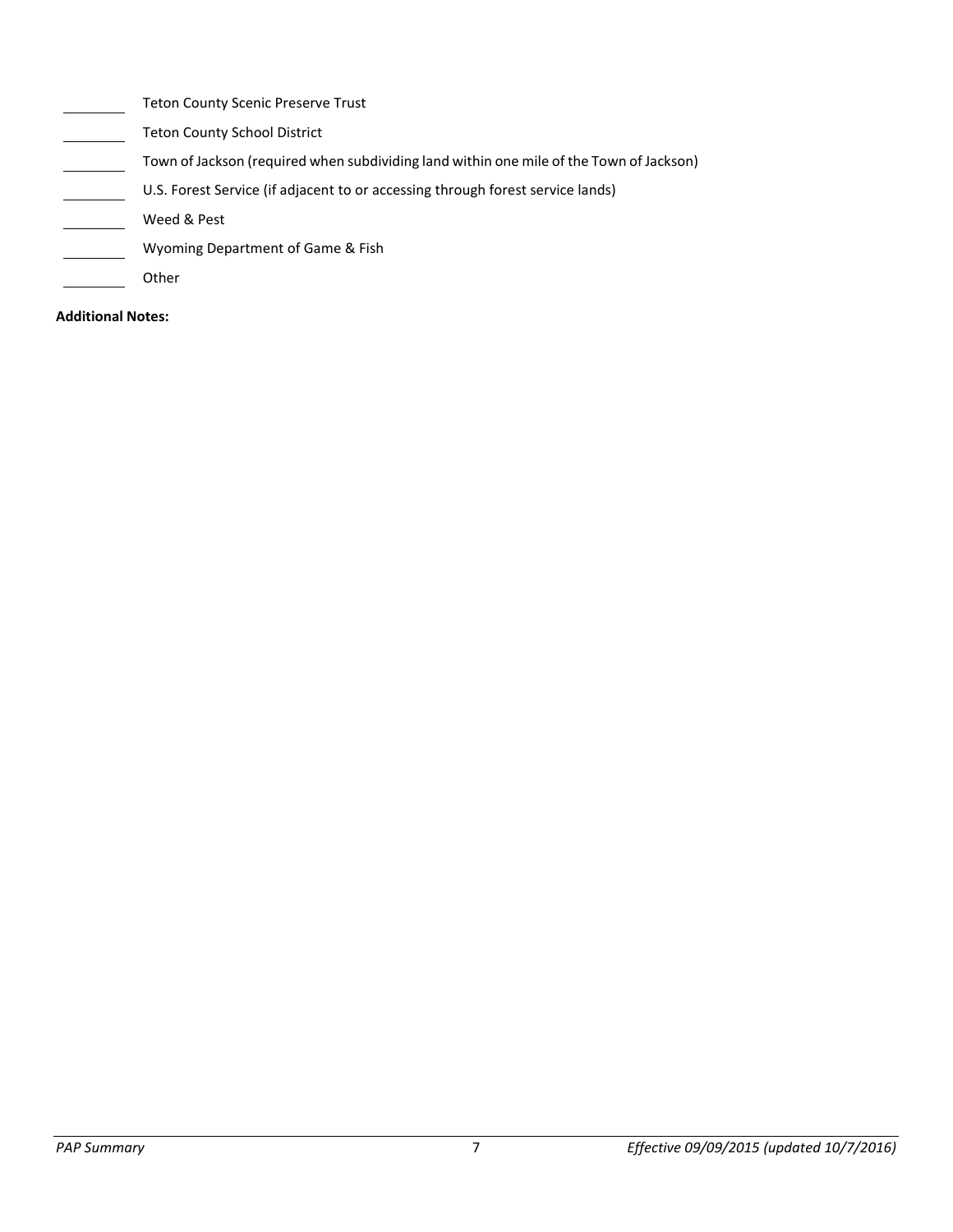________ Teton County Scenic Preserve Trust

________ Teton County School District

________ Town of Jackson (required when subdividing land within one mile of the Town of Jackson)

________ U.S. Forest Service (if adjacent to or accessing through forest service lands)

________ Weed & Pest

________ Wyoming Department of Game & Fish

________ Other

**Additional Notes:**